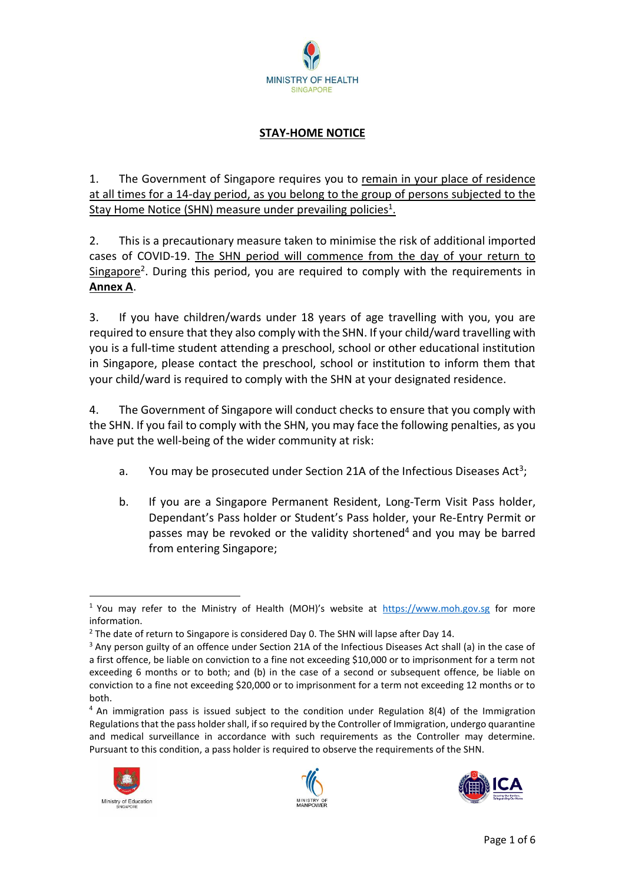## STAY-HOME NOTICE

1. The Government of Singapore requires you to remain in your place of residence at all times for a 14-day period, as you belong to the group of persons subjected to the Stay Home Notice (SHN) measure under prevailing policies[1].

2. This is a precautionary measure taken to minimise the risk of additional imported cases of COVID-19. The SHN period will commence from the day of your return to Singapore[2]. During this period, you are required to comply with the requirements in **Annex A**.

3. If you have children/wards under 18 years of age travelling with you, you are required to ensure that they also comply with the SHN. If your child/ward travelling with you is a full-time student attending a preschool, school or other educational institution in Singapore, please contact the preschool, school or institution to inform them that your child/ward is required to comply with the SHN at your designated residence.

4. The Government of Singapore will conduct checks to ensure that you comply with the SHN. If you fail to comply with the SHN, you may face the following penalties, as you have put the well-being of the wider community at risk:

   a. You may be prosecuted under Section 21A of the Infectious Diseases Act[3];

   b. If you are a Singapore Permanent Resident, Long-Term Visit Pass holder, Dependant's Pass holder or Student's Pass holder, your Re-Entry Permit or passes may be revoked or the validity shortened[4] and you may be barred from entering Singapore;

---

[1] You may refer to the Ministry of Health (MOH)'s website at https://www.moh.gov.sg for more information.

[2] The date of return to Singapore is considered Day 0. The SHN will lapse after Day 14.

[3] Any person guilty of an offence under Section 21A of the Infectious Diseases Act shall (a) in the case of a first offence, be liable on conviction to a fine not exceeding $10,000 or to imprisonment for a term not exceeding 6 months or to both; and (b) in the case of a second or subsequent offence, be liable on conviction to a fine not exceeding $20,000 or to imprisonment for a term not exceeding 12 months or to both.

[4] An immigration pass is issued subject to the condition under Regulation 8(4) of the Immigration Regulations that the pass holder shall, if so required by the Controller of Immigration, undergo quarantine and medical surveillance in accordance with such requirements as the Controller may determine. Pursuant to this condition, a pass holder is required to observe the requirements of the SHN.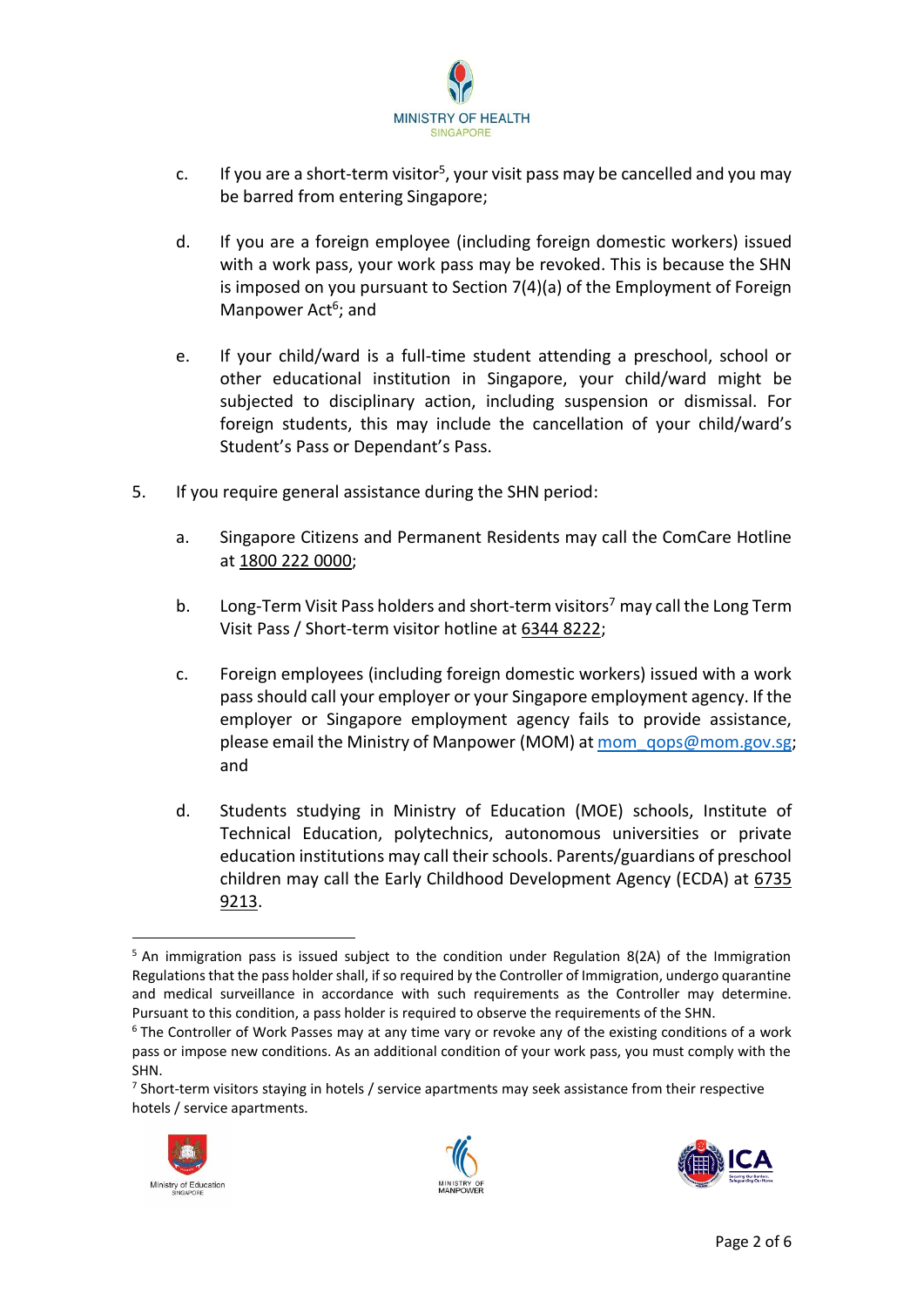c. If you are a short-term visitor[5], your visit pass may be cancelled and you may be barred from entering Singapore;

d. If you are a foreign employee (including foreign domestic workers) issued with a work pass, your work pass may be revoked. This is because the SHN is imposed on you pursuant to Section 7(4)(a) of the Employment of Foreign Manpower Act[6]; and

e. If your child/ward is a full-time student attending a preschool, school or other educational institution in Singapore, your child/ward might be subjected to disciplinary action, including suspension or dismissal. For foreign students, this may include the cancellation of your child/ward's Student's Pass or Dependant's Pass.

5. If you require general assistance during the SHN period:

a. Singapore Citizens and Permanent Residents may call the ComCare Hotline at 1800 222 0000;

b. Long-Term Visit Pass holders and short-term visitors[7] may call the Long Term Visit Pass / Short-term visitor hotline at 6344 8222;

c. Foreign employees (including foreign domestic workers) issued with a work pass should call your employer or your Singapore employment agency. If the employer or Singapore employment agency fails to provide assistance, please email the Ministry of Manpower (MOM) at mom_qops@mom.gov.sg; and

d. Students studying in Ministry of Education (MOE) schools, Institute of Technical Education, polytechnics, autonomous universities or private education institutions may call their schools. Parents/guardians of preschool children may call the Early Childhood Development Agency (ECDA) at 6735 9213.

---

[5] An immigration pass is issued subject to the condition under Regulation 8(2A) of the Immigration Regulations that the pass holder shall, if so required by the Controller of Immigration, undergo quarantine and medical surveillance in accordance with such requirements as the Controller may determine. Pursuant to this condition, a pass holder is required to observe the requirements of the SHN.

[6] The Controller of Work Passes may at any time vary or revoke any of the existing conditions of a work pass or impose new conditions. As an additional condition of your work pass, you must comply with the SHN.

[7] Short-term visitors staying in hotels / service apartments may seek assistance from their respective hotels / service apartments.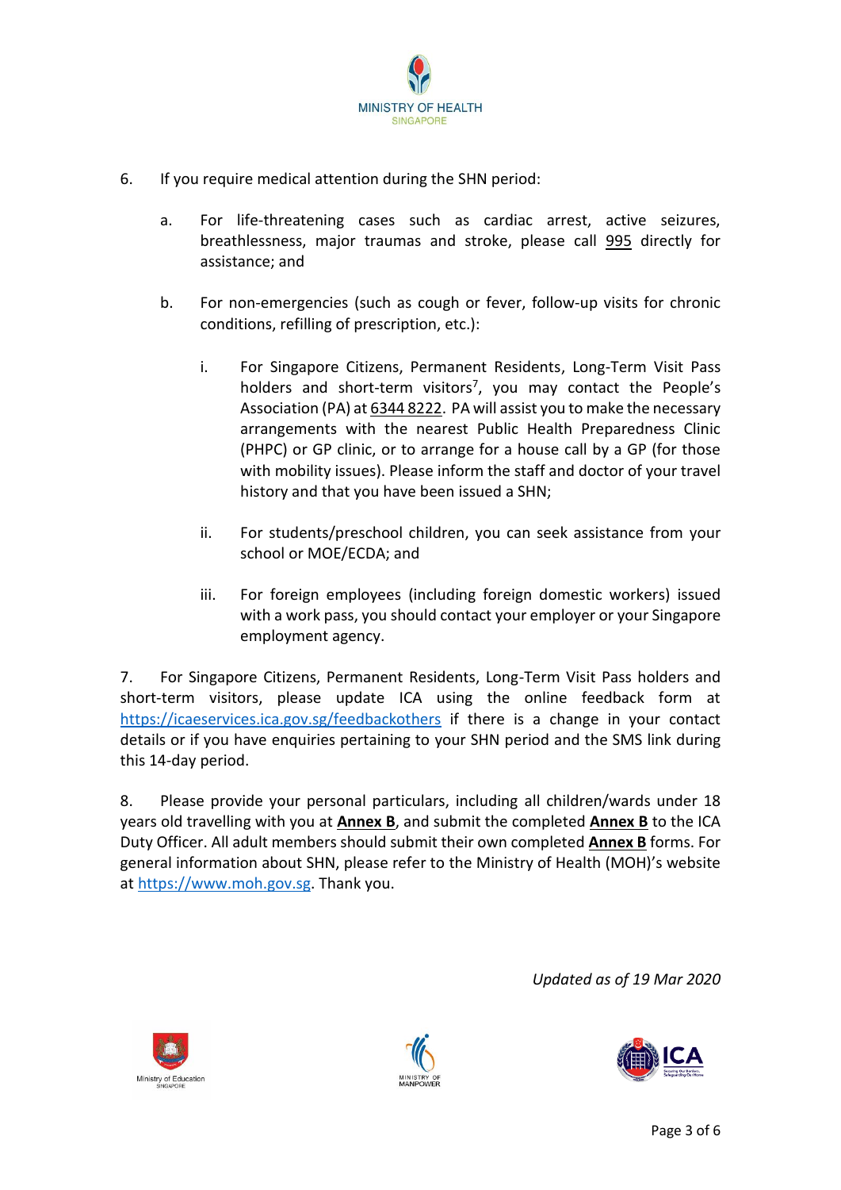6. If you require medical attention during the SHN period:

   a. For life-threatening cases such as cardiac arrest, active seizures, breathlessness, major traumas and stroke, please call 995 directly for assistance; and

   b. For non-emergencies (such as cough or fever, follow-up visits for chronic conditions, refilling of prescription, etc.):

      i. For Singapore Citizens, Permanent Residents, Long-Term Visit Pass holders and short-term visitors[7], you may contact the People's Association (PA) at 6344 8222. PA will assist you to make the necessary arrangements with the nearest Public Health Preparedness Clinic (PHPC) or GP clinic, or to arrange for a house call by a GP (for those with mobility issues). Please inform the staff and doctor of your travel history and that you have been issued a SHN;

      ii. For students/preschool children, you can seek assistance from your school or MOE/ECDA; and

      iii. For foreign employees (including foreign domestic workers) issued with a work pass, you should contact your employer or your Singapore employment agency.

7. For Singapore Citizens, Permanent Residents, Long-Term Visit Pass holders and short-term visitors, please update ICA using the online feedback form at https://icaeservices.ica.gov.sg/feedbackothers if there is a change in your contact details or if you have enquiries pertaining to your SHN period and the SMS link during this 14-day period.

8. Please provide your personal particulars, including all children/wards under 18 years old travelling with you at **Annex B**, and submit the completed **Annex B** to the ICA Duty Officer. All adult members should submit their own completed **Annex B** forms. For general information about SHN, please refer to the Ministry of Health (MOH)'s website at https://www.moh.gov.sg. Thank you.

*Updated as of 19 Mar 2020*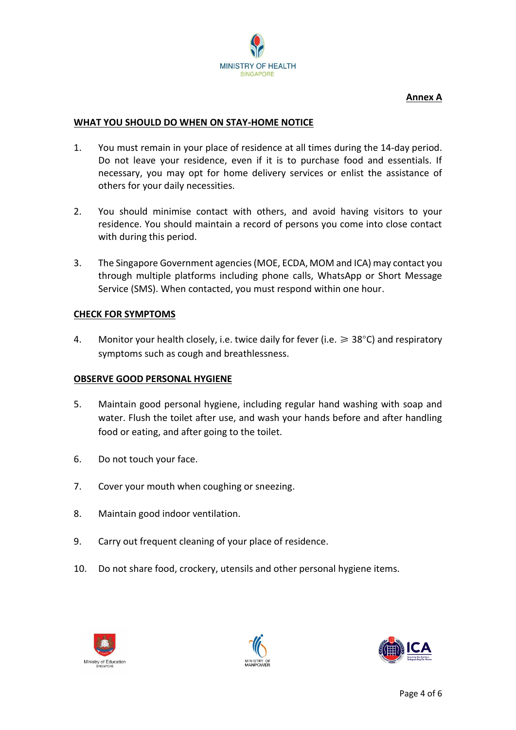**Annex A**

## WHAT YOU SHOULD DO WHEN ON STAY-HOME NOTICE

1. You must remain in your place of residence at all times during the 14-day period. Do not leave your residence, even if it is to purchase food and essentials. If necessary, you may opt for home delivery services or enlist the assistance of others for your daily necessities.

2. You should minimise contact with others, and avoid having visitors to your residence. You should maintain a record of persons you come into close contact with during this period.

3. The Singapore Government agencies (MOE, ECDA, MOM and ICA) may contact you through multiple platforms including phone calls, WhatsApp or Short Message Service (SMS). When contacted, you must respond within one hour.

## CHECK FOR SYMPTOMS

4. Monitor your health closely, i.e. twice daily for fever (i.e. $\geqslant 38^{\circ}C$) and respiratory symptoms such as cough and breathlessness.

## OBSERVE GOOD PERSONAL HYGIENE

5. Maintain good personal hygiene, including regular hand washing with soap and water. Flush the toilet after use, and wash your hands before and after handling food or eating, and after going to the toilet.

6. Do not touch your face.

7. Cover your mouth when coughing or sneezing.

8. Maintain good indoor ventilation.

9. Carry out frequent cleaning of your place of residence.

10. Do not share food, crockery, utensils and other personal hygiene items.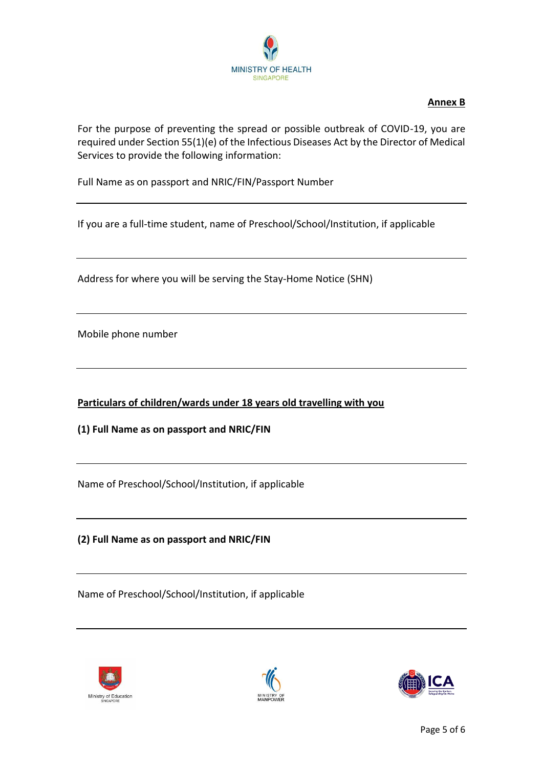**Annex B**

For the purpose of preventing the spread or possible outbreak of COVID-19, you are required under Section 55(1)(e) of the Infectious Diseases Act by the Director of Medical Services to provide the following information:

Full Name as on passport and NRIC/FIN/Passport Number

---

If you are a full-time student, name of Preschool/School/Institution, if applicable

---

Address for where you will be serving the Stay-Home Notice (SHN)

---

Mobile phone number

---

**Particulars of children/wards under 18 years old travelling with you**

**(1) Full Name as on passport and NRIC/FIN**

---

Name of Preschool/School/Institution, if applicable

---

**(2) Full Name as on passport and NRIC/FIN**

---

Name of Preschool/School/Institution, if applicable

---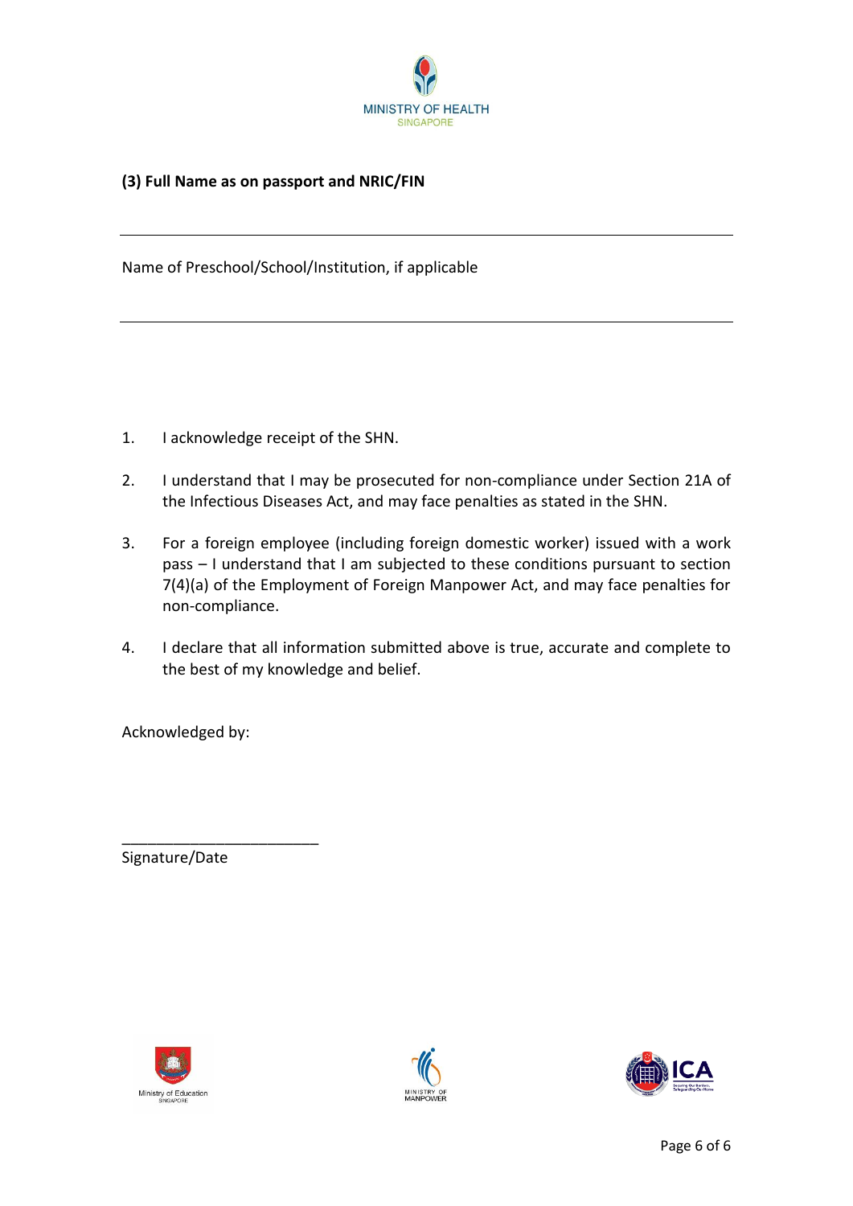**(3) Full Name as on passport and NRIC/FIN**

---

Name of Preschool/School/Institution, if applicable

---

1. I acknowledge receipt of the SHN.

2. I understand that I may be prosecuted for non-compliance under Section 21A of the Infectious Diseases Act, and may face penalties as stated in the SHN.

3. For a foreign employee (including foreign domestic worker) issued with a work pass – I understand that I am subjected to these conditions pursuant to section 7(4)(a) of the Employment of Foreign Manpower Act, and may face penalties for non-compliance.

4. I declare that all information submitted above is true, accurate and complete to the best of my knowledge and belief.

Acknowledged by:

________________________

Signature/Date